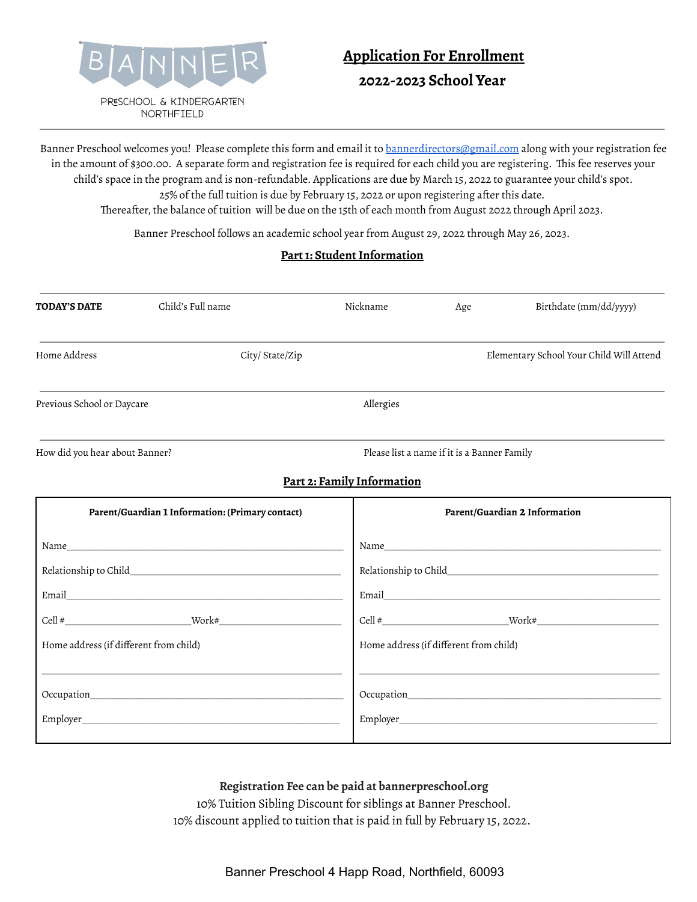BANNER

PRESCHOOL & KINDERGARTEN
NORTHFIELD

# Application For Enrollment

## 2022-2023 School Year

Banner Preschool welcomes you! Please complete this form and email it to bannerdirectors@gmail.com along with your registration fee in the amount of $300.00. A separate form and registration fee is required for each child you are registering. This fee reserves your child's space in the program and is non-refundable. Applications are due by March 15, 2022 to guarantee your child's spot.
25% of the full tuition is due by February 15, 2022 or upon registering after this date.
Thereafter, the balance of tuition will be due on the 15th of each month from August 2022 through April 2023.

Banner Preschool follows an academic school year from August 29, 2022 through May 26, 2023.

### Part 1: Student Information

**TODAY'S DATE** | Child's Full name | Nickname | Age | Birthdate (mm/dd/yyyy)

Home Address | City/ State/Zip | Elementary School Your Child Will Attend

Previous School or Daycare | Allergies

How did you hear about Banner? | Please list a name if it is a Banner Family

### Part 2: Family Information

| **Parent/Guardian 1 Information: (Primary contact)** | **Parent/Guardian 2 Information** |
|---|---|
| Name_______________ | Name_______________ |
| Relationship to Child_______________ | Relationship to Child_______________ |
| Email_______________ | Email_______________ |
| Cell #__________Work#__________ | Cell #__________Work#__________ |
| Home address (if different from child)<br>_______________ | Home address (if different from child)<br>_______________ |
| Occupation_______________ | Occupation_______________ |
| Employer_______________ | Employer_______________ |

**Registration Fee can be paid at bannerpreschool.org**
10% Tuition Sibling Discount for siblings at Banner Preschool.
10% discount applied to tuition that is paid in full by February 15, 2022.

Banner Preschool 4 Happ Road, Northfield, 60093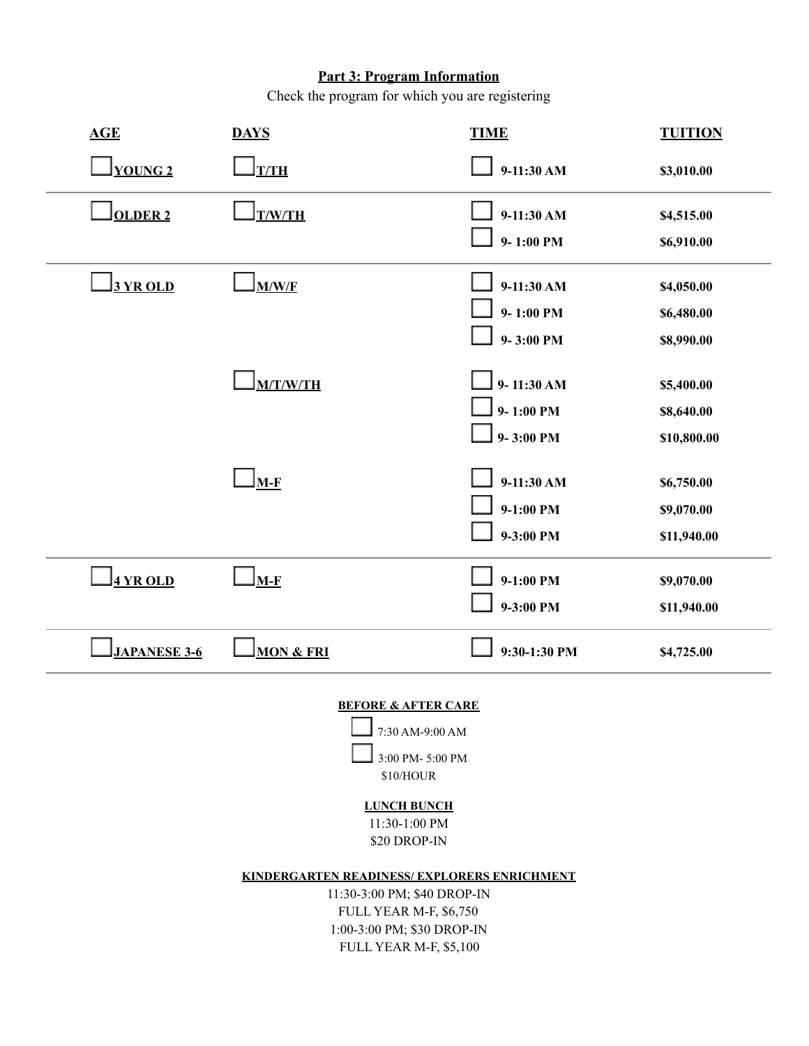## Part 3: Program Information

Check the program for which you are registering

| AGE | DAYS | TIME | TUITION |
| --- | --- | --- | --- |
| ☐ YOUNG 2 | ☐ T/TH | ☐ 9-11:30 AM | $3,010.00 |
| ☐ OLDER 2 | ☐ T/W/TH | ☐ 9-11:30 AM | $4,515.00 |
| | | ☐ 9- 1:00 PM | $6,910.00 |
| ☐ 3 YR OLD | ☐ M/W/F | ☐ 9-11:30 AM | $4,050.00 |
| | | ☐ 9- 1:00 PM | $6,480.00 |
| | | ☐ 9- 3:00 PM | $8,990.00 |
| | ☐ M/T/W/TH | ☐ 9- 11:30 AM | $5,400.00 |
| | | ☐ 9- 1:00 PM | $8,640.00 |
| | | ☐ 9- 3:00 PM | $10,800.00 |
| | ☐ M-F | ☐ 9-11:30 AM | $6,750.00 |
| | | ☐ 9-1:00 PM | $9,070.00 |
| | | ☐ 9-3:00 PM | $11,940.00 |
| ☐ 4 YR OLD | ☐ M-F | ☐ 9-1:00 PM | $9,070.00 |
| | | ☐ 9-3:00 PM | $11,940.00 |
| ☐ JAPANESE 3-6 | ☐ MON & FRI | ☐ 9:30-1:30 PM | $4,725.00 |

**BEFORE & AFTER CARE**

☐ 7:30 AM-9:00 AM

☐ 3:00 PM- 5:00 PM

$10/HOUR

**LUNCH BUNCH**

11:30-1:00 PM

$20 DROP-IN

**KINDERGARTEN READINESS/ EXPLORERS ENRICHMENT**

11:30-3:00 PM; $40 DROP-IN

FULL YEAR M-F, $6,750

1:00-3:00 PM; $30 DROP-IN

FULL YEAR M-F, $5,100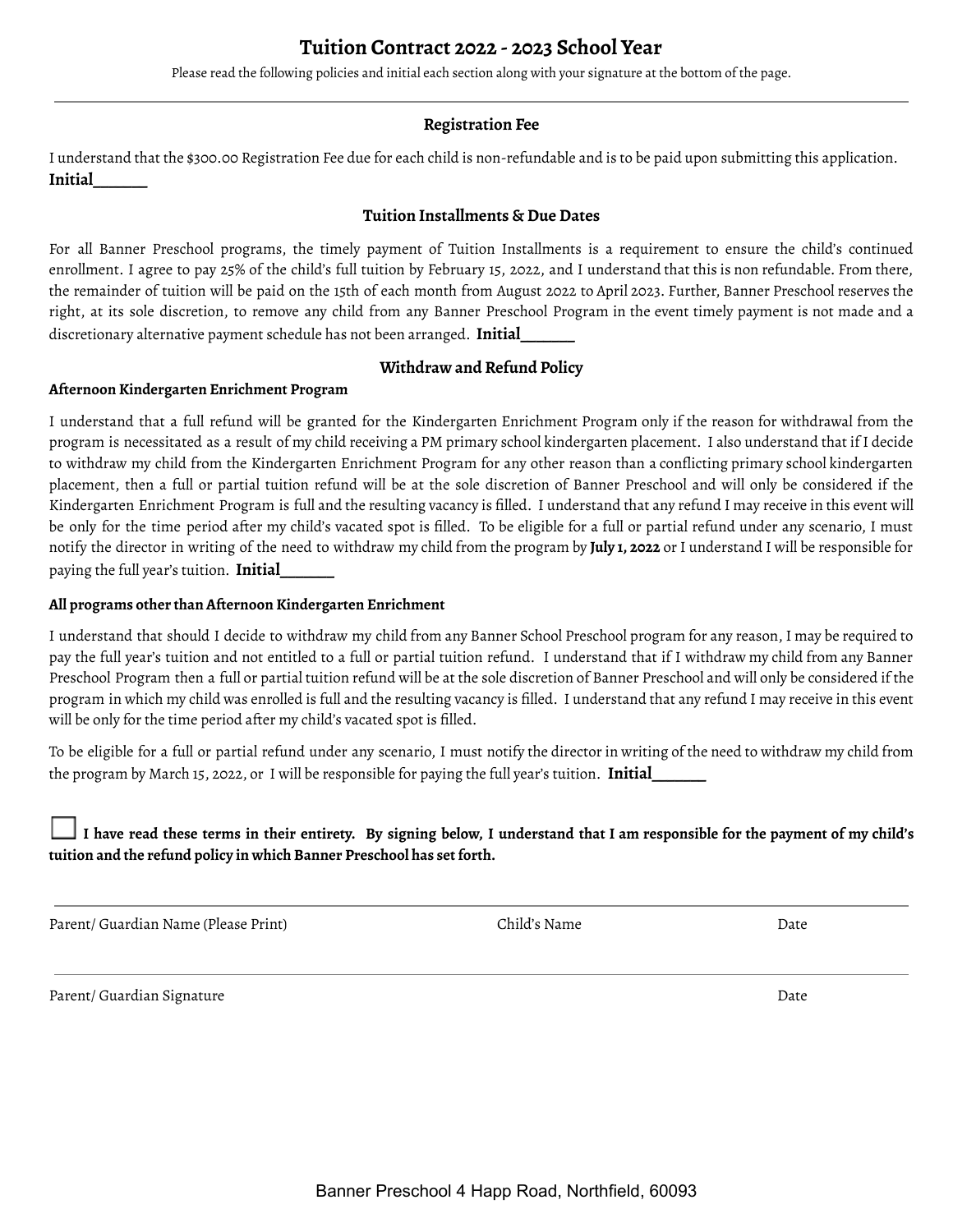# Tuition Contract 2022 - 2023 School Year

Please read the following policies and initial each section along with your signature at the bottom of the page.

---

### Registration Fee

I understand that the $300.00 Registration Fee due for each child is non-refundable and is to be paid upon submitting this application.
**Initial______**

### Tuition Installments & Due Dates

For all Banner Preschool programs, the timely payment of Tuition Installments is a requirement to ensure the child's continued enrollment. I agree to pay 25% of the child's full tuition by February 15, 2022, and I understand that this is non refundable. From there, the remainder of tuition will be paid on the 15th of each month from August 2022 to April 2023. Further, Banner Preschool reserves the right, at its sole discretion, to remove any child from any Banner Preschool Program in the event timely payment is not made and a discretionary alternative payment schedule has not been arranged. **Initial______**

### Withdraw and Refund Policy

**Afternoon Kindergarten Enrichment Program**

I understand that a full refund will be granted for the Kindergarten Enrichment Program only if the reason for withdrawal from the program is necessitated as a result of my child receiving a PM primary school kindergarten placement. I also understand that if I decide to withdraw my child from the Kindergarten Enrichment Program for any other reason than a conflicting primary school kindergarten placement, then a full or partial tuition refund will be at the sole discretion of Banner Preschool and will only be considered if the Kindergarten Enrichment Program is full and the resulting vacancy is filled. I understand that any refund I may receive in this event will be only for the time period after my child's vacated spot is filled. To be eligible for a full or partial refund under any scenario, I must notify the director in writing of the need to withdraw my child from the program by **July 1, 2022** or I understand I will be responsible for paying the full year's tuition. **Initial______**

**All programs other than Afternoon Kindergarten Enrichment**

I understand that should I decide to withdraw my child from any Banner School Preschool program for any reason, I may be required to pay the full year's tuition and not entitled to a full or partial tuition refund. I understand that if I withdraw my child from any Banner Preschool Program then a full or partial tuition refund will be at the sole discretion of Banner Preschool and will only be considered if the program in which my child was enrolled is full and the resulting vacancy is filled. I understand that any refund I may receive in this event will be only for the time period after my child's vacated spot is filled.

To be eligible for a full or partial refund under any scenario, I must notify the director in writing of the need to withdraw my child from the program by March 15, 2022, or I will be responsible for paying the full year's tuition. **Initial______**

☐ **I have read these terms in their entirety. By signing below, I understand that I am responsible for the payment of my child's tuition and the refund policy in which Banner Preschool has set forth.**

---

Parent/ Guardian Name (Please Print) Child's Name Date

---

Parent/ Guardian Signature Date

Banner Preschool 4 Happ Road, Northfield, 60093